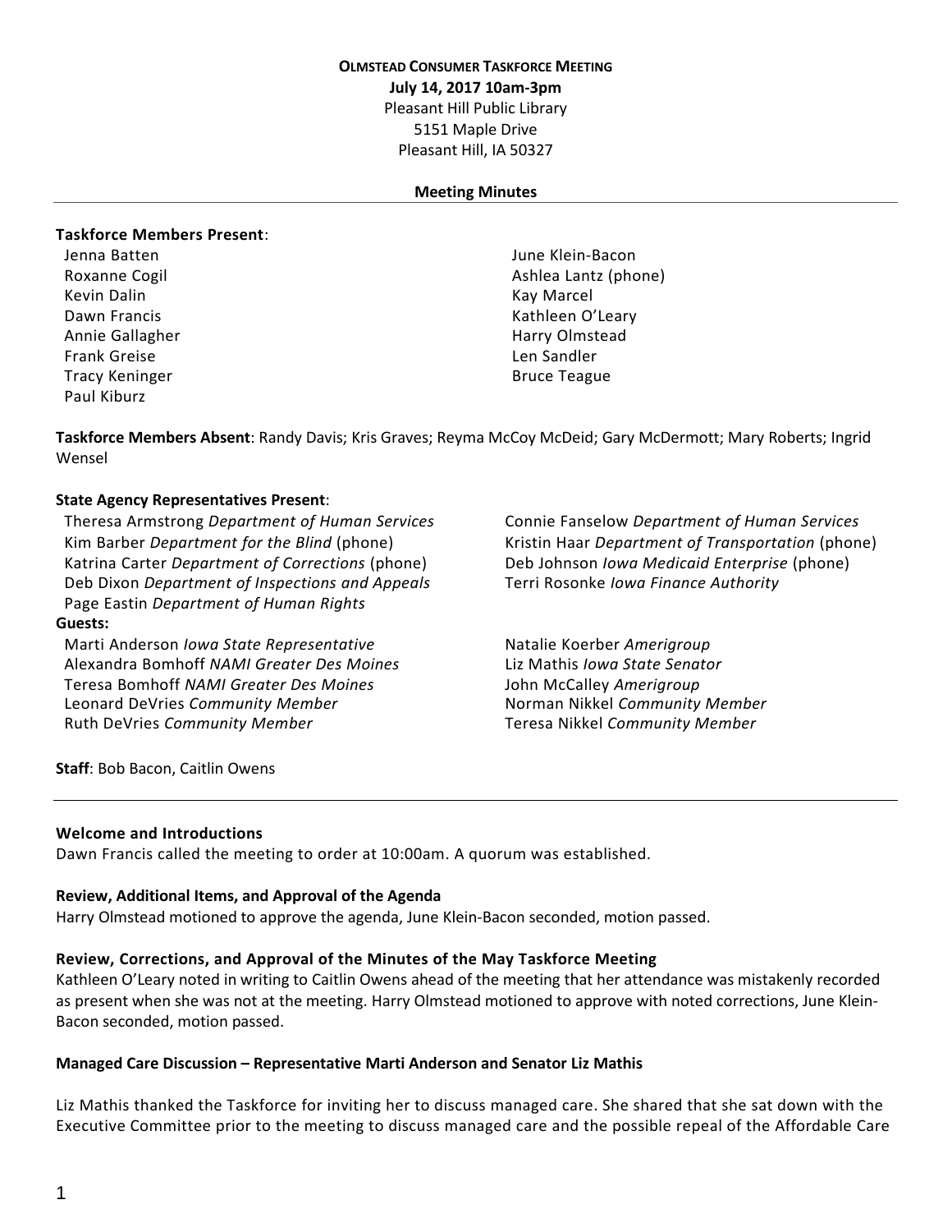**OLMSTEAD CONSUMER TASKFORCE MEETING**
**July 14, 2017 10am-3pm**
Pleasant Hill Public Library
5151 Maple Drive
Pleasant Hill, IA 50327

**Meeting Minutes**

---

**Taskforce Members Present**:

Jenna Batten
Roxanne Cogil
Kevin Dalin
Dawn Francis
Annie Gallagher
Frank Greise
Tracy Keninger
Paul Kiburz
June Klein-Bacon
Ashlea Lantz (phone)
Kay Marcel
Kathleen O'Leary
Harry Olmstead
Len Sandler
Bruce Teague

**Taskforce Members Absent**: Randy Davis; Kris Graves; Reyma McCoy McDeid; Gary McDermott; Mary Roberts; Ingrid Wensel

**State Agency Representatives Present**:

Theresa Armstrong *Department of Human Services*
Kim Barber *Department for the Blind* (phone)
Katrina Carter *Department of Corrections* (phone)
Deb Dixon *Department of Inspections and Appeals*
Page Eastin *Department of Human Rights*
Connie Fanselow *Department of Human Services*
Kristin Haar *Department of Transportation* (phone)
Deb Johnson *Iowa Medicaid Enterprise* (phone)
Terri Rosonke *Iowa Finance Authority*

**Guests:**

Marti Anderson *Iowa State Representative*
Alexandra Bomhoff *NAMI Greater Des Moines*
Teresa Bomhoff *NAMI Greater Des Moines*
Leonard DeVries *Community Member*
Ruth DeVries *Community Member*
Natalie Koerber *Amerigroup*
Liz Mathis *Iowa State Senator*
John McCalley *Amerigroup*
Norman Nikkel *Community Member*
Teresa Nikkel *Community Member*

**Staff**: Bob Bacon, Caitlin Owens

---

**Welcome and Introductions**

Dawn Francis called the meeting to order at 10:00am. A quorum was established.

**Review, Additional Items, and Approval of the Agenda**

Harry Olmstead motioned to approve the agenda, June Klein-Bacon seconded, motion passed.

**Review, Corrections, and Approval of the Minutes of the May Taskforce Meeting**

Kathleen O'Leary noted in writing to Caitlin Owens ahead of the meeting that her attendance was mistakenly recorded as present when she was not at the meeting. Harry Olmstead motioned to approve with noted corrections, June Klein-Bacon seconded, motion passed.

**Managed Care Discussion – Representative Marti Anderson and Senator Liz Mathis**

Liz Mathis thanked the Taskforce for inviting her to discuss managed care. She shared that she sat down with the Executive Committee prior to the meeting to discuss managed care and the possible repeal of the Affordable Care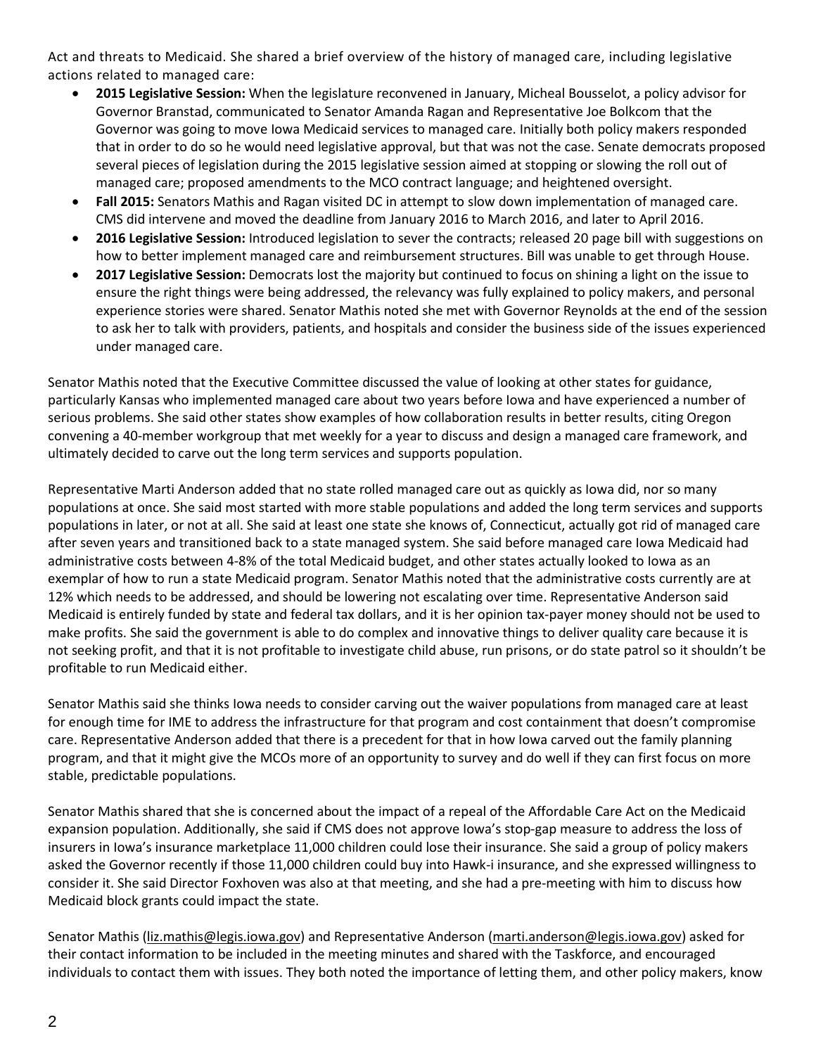Act and threats to Medicaid. She shared a brief overview of the history of managed care, including legislative actions related to managed care:

- **2015 Legislative Session:** When the legislature reconvened in January, Micheal Bousselot, a policy advisor for Governor Branstad, communicated to Senator Amanda Ragan and Representative Joe Bolkcom that the Governor was going to move Iowa Medicaid services to managed care. Initially both policy makers responded that in order to do so he would need legislative approval, but that was not the case. Senate democrats proposed several pieces of legislation during the 2015 legislative session aimed at stopping or slowing the roll out of managed care; proposed amendments to the MCO contract language; and heightened oversight.
- **Fall 2015:** Senators Mathis and Ragan visited DC in attempt to slow down implementation of managed care. CMS did intervene and moved the deadline from January 2016 to March 2016, and later to April 2016.
- **2016 Legislative Session:** Introduced legislation to sever the contracts; released 20 page bill with suggestions on how to better implement managed care and reimbursement structures. Bill was unable to get through House.
- **2017 Legislative Session:** Democrats lost the majority but continued to focus on shining a light on the issue to ensure the right things were being addressed, the relevancy was fully explained to policy makers, and personal experience stories were shared. Senator Mathis noted she met with Governor Reynolds at the end of the session to ask her to talk with providers, patients, and hospitals and consider the business side of the issues experienced under managed care.

Senator Mathis noted that the Executive Committee discussed the value of looking at other states for guidance, particularly Kansas who implemented managed care about two years before Iowa and have experienced a number of serious problems. She said other states show examples of how collaboration results in better results, citing Oregon convening a 40-member workgroup that met weekly for a year to discuss and design a managed care framework, and ultimately decided to carve out the long term services and supports population.

Representative Marti Anderson added that no state rolled managed care out as quickly as Iowa did, nor so many populations at once. She said most started with more stable populations and added the long term services and supports populations in later, or not at all. She said at least one state she knows of, Connecticut, actually got rid of managed care after seven years and transitioned back to a state managed system. She said before managed care Iowa Medicaid had administrative costs between 4-8% of the total Medicaid budget, and other states actually looked to Iowa as an exemplar of how to run a state Medicaid program. Senator Mathis noted that the administrative costs currently are at 12% which needs to be addressed, and should be lowering not escalating over time. Representative Anderson said Medicaid is entirely funded by state and federal tax dollars, and it is her opinion tax-payer money should not be used to make profits. She said the government is able to do complex and innovative things to deliver quality care because it is not seeking profit, and that it is not profitable to investigate child abuse, run prisons, or do state patrol so it shouldn't be profitable to run Medicaid either.

Senator Mathis said she thinks Iowa needs to consider carving out the waiver populations from managed care at least for enough time for IME to address the infrastructure for that program and cost containment that doesn't compromise care. Representative Anderson added that there is a precedent for that in how Iowa carved out the family planning program, and that it might give the MCOs more of an opportunity to survey and do well if they can first focus on more stable, predictable populations.

Senator Mathis shared that she is concerned about the impact of a repeal of the Affordable Care Act on the Medicaid expansion population. Additionally, she said if CMS does not approve Iowa's stop-gap measure to address the loss of insurers in Iowa's insurance marketplace 11,000 children could lose their insurance. She said a group of policy makers asked the Governor recently if those 11,000 children could buy into Hawk-i insurance, and she expressed willingness to consider it. She said Director Foxhoven was also at that meeting, and she had a pre-meeting with him to discuss how Medicaid block grants could impact the state.

Senator Mathis (liz.mathis@legis.iowa.gov) and Representative Anderson (marti.anderson@legis.iowa.gov) asked for their contact information to be included in the meeting minutes and shared with the Taskforce, and encouraged individuals to contact them with issues. They both noted the importance of letting them, and other policy makers, know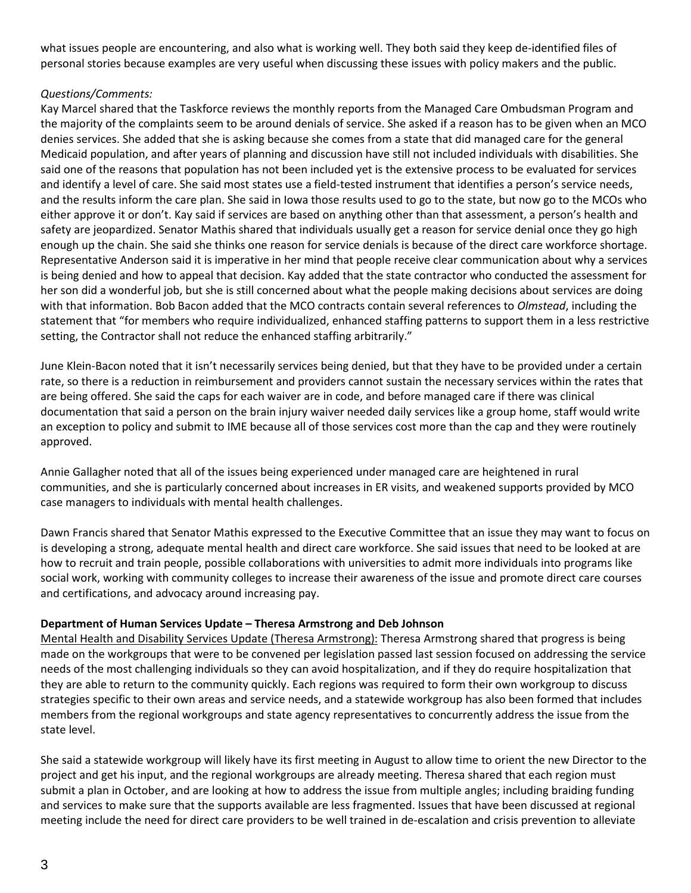what issues people are encountering, and also what is working well. They both said they keep de-identified files of personal stories because examples are very useful when discussing these issues with policy makers and the public.

*Questions/Comments:*

Kay Marcel shared that the Taskforce reviews the monthly reports from the Managed Care Ombudsman Program and the majority of the complaints seem to be around denials of service. She asked if a reason has to be given when an MCO denies services. She added that she is asking because she comes from a state that did managed care for the general Medicaid population, and after years of planning and discussion have still not included individuals with disabilities. She said one of the reasons that population has not been included yet is the extensive process to be evaluated for services and identify a level of care. She said most states use a field-tested instrument that identifies a person's service needs, and the results inform the care plan. She said in Iowa those results used to go to the state, but now go to the MCOs who either approve it or don't. Kay said if services are based on anything other than that assessment, a person's health and safety are jeopardized. Senator Mathis shared that individuals usually get a reason for service denial once they go high enough up the chain. She said she thinks one reason for service denials is because of the direct care workforce shortage. Representative Anderson said it is imperative in her mind that people receive clear communication about why a services is being denied and how to appeal that decision. Kay added that the state contractor who conducted the assessment for her son did a wonderful job, but she is still concerned about what the people making decisions about services are doing with that information. Bob Bacon added that the MCO contracts contain several references to *Olmstead*, including the statement that "for members who require individualized, enhanced staffing patterns to support them in a less restrictive setting, the Contractor shall not reduce the enhanced staffing arbitrarily."

June Klein-Bacon noted that it isn't necessarily services being denied, but that they have to be provided under a certain rate, so there is a reduction in reimbursement and providers cannot sustain the necessary services within the rates that are being offered. She said the caps for each waiver are in code, and before managed care if there was clinical documentation that said a person on the brain injury waiver needed daily services like a group home, staff would write an exception to policy and submit to IME because all of those services cost more than the cap and they were routinely approved.

Annie Gallagher noted that all of the issues being experienced under managed care are heightened in rural communities, and she is particularly concerned about increases in ER visits, and weakened supports provided by MCO case managers to individuals with mental health challenges.

Dawn Francis shared that Senator Mathis expressed to the Executive Committee that an issue they may want to focus on is developing a strong, adequate mental health and direct care workforce. She said issues that need to be looked at are how to recruit and train people, possible collaborations with universities to admit more individuals into programs like social work, working with community colleges to increase their awareness of the issue and promote direct care courses and certifications, and advocacy around increasing pay.

**Department of Human Services Update – Theresa Armstrong and Deb Johnson**

Mental Health and Disability Services Update (Theresa Armstrong): Theresa Armstrong shared that progress is being made on the workgroups that were to be convened per legislation passed last session focused on addressing the service needs of the most challenging individuals so they can avoid hospitalization, and if they do require hospitalization that they are able to return to the community quickly. Each regions was required to form their own workgroup to discuss strategies specific to their own areas and service needs, and a statewide workgroup has also been formed that includes members from the regional workgroups and state agency representatives to concurrently address the issue from the state level.

She said a statewide workgroup will likely have its first meeting in August to allow time to orient the new Director to the project and get his input, and the regional workgroups are already meeting. Theresa shared that each region must submit a plan in October, and are looking at how to address the issue from multiple angles; including braiding funding and services to make sure that the supports available are less fragmented. Issues that have been discussed at regional meeting include the need for direct care providers to be well trained in de-escalation and crisis prevention to alleviate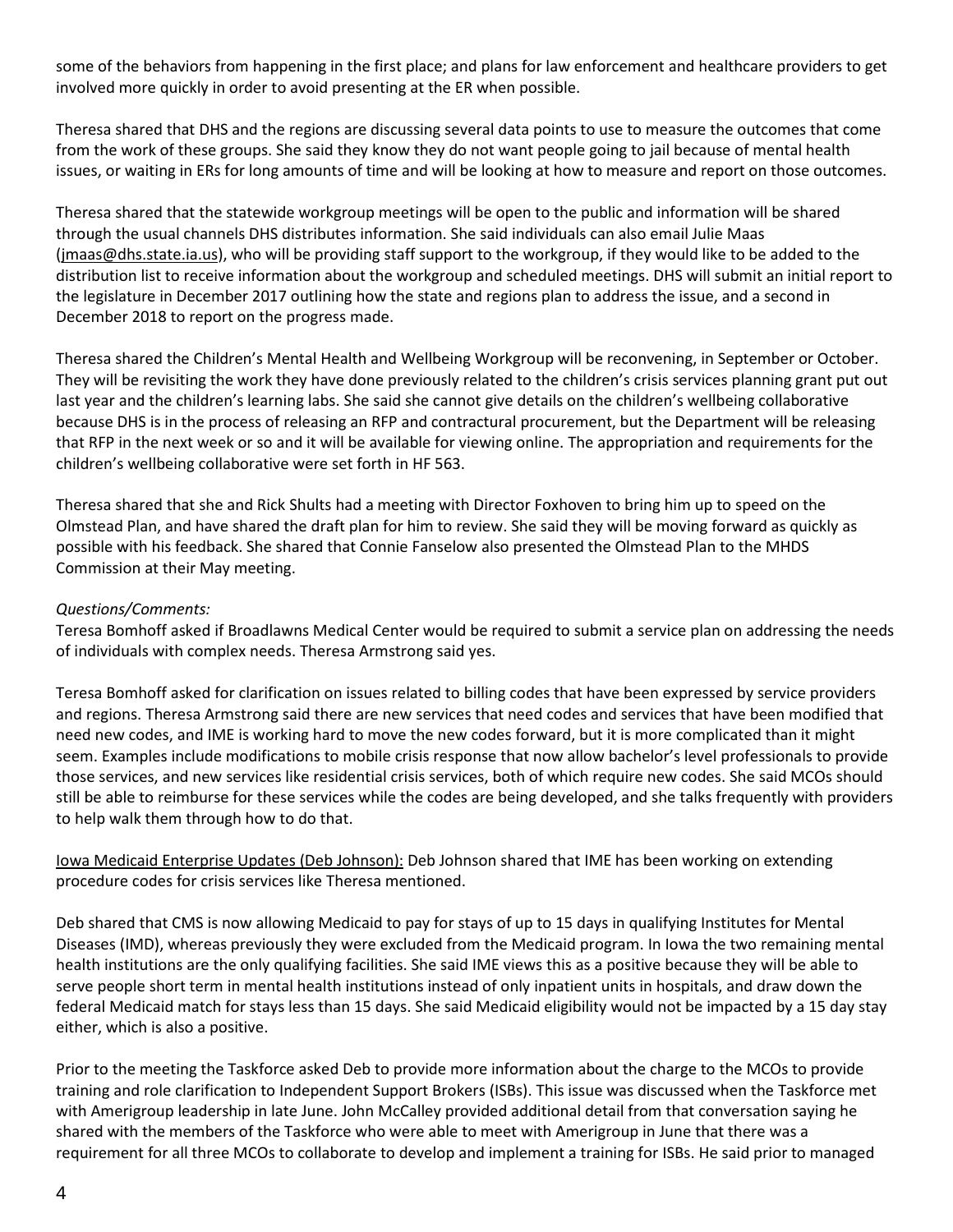some of the behaviors from happening in the first place; and plans for law enforcement and healthcare providers to get involved more quickly in order to avoid presenting at the ER when possible.

Theresa shared that DHS and the regions are discussing several data points to use to measure the outcomes that come from the work of these groups. She said they know they do not want people going to jail because of mental health issues, or waiting in ERs for long amounts of time and will be looking at how to measure and report on those outcomes.

Theresa shared that the statewide workgroup meetings will be open to the public and information will be shared through the usual channels DHS distributes information. She said individuals can also email Julie Maas (jmaas@dhs.state.ia.us), who will be providing staff support to the workgroup, if they would like to be added to the distribution list to receive information about the workgroup and scheduled meetings. DHS will submit an initial report to the legislature in December 2017 outlining how the state and regions plan to address the issue, and a second in December 2018 to report on the progress made.

Theresa shared the Children's Mental Health and Wellbeing Workgroup will be reconvening, in September or October. They will be revisiting the work they have done previously related to the children's crisis services planning grant put out last year and the children's learning labs. She said she cannot give details on the children's wellbeing collaborative because DHS is in the process of releasing an RFP and contractural procurement, but the Department will be releasing that RFP in the next week or so and it will be available for viewing online. The appropriation and requirements for the children's wellbeing collaborative were set forth in HF 563.

Theresa shared that she and Rick Shults had a meeting with Director Foxhoven to bring him up to speed on the Olmstead Plan, and have shared the draft plan for him to review. She said they will be moving forward as quickly as possible with his feedback. She shared that Connie Fanselow also presented the Olmstead Plan to the MHDS Commission at their May meeting.

*Questions/Comments:*

Teresa Bomhoff asked if Broadlawns Medical Center would be required to submit a service plan on addressing the needs of individuals with complex needs. Theresa Armstrong said yes.

Teresa Bomhoff asked for clarification on issues related to billing codes that have been expressed by service providers and regions. Theresa Armstrong said there are new services that need codes and services that have been modified that need new codes, and IME is working hard to move the new codes forward, but it is more complicated than it might seem. Examples include modifications to mobile crisis response that now allow bachelor's level professionals to provide those services, and new services like residential crisis services, both of which require new codes. She said MCOs should still be able to reimburse for these services while the codes are being developed, and she talks frequently with providers to help walk them through how to do that.

Iowa Medicaid Enterprise Updates (Deb Johnson): Deb Johnson shared that IME has been working on extending procedure codes for crisis services like Theresa mentioned.

Deb shared that CMS is now allowing Medicaid to pay for stays of up to 15 days in qualifying Institutes for Mental Diseases (IMD), whereas previously they were excluded from the Medicaid program. In Iowa the two remaining mental health institutions are the only qualifying facilities. She said IME views this as a positive because they will be able to serve people short term in mental health institutions instead of only inpatient units in hospitals, and draw down the federal Medicaid match for stays less than 15 days. She said Medicaid eligibility would not be impacted by a 15 day stay either, which is also a positive.

Prior to the meeting the Taskforce asked Deb to provide more information about the charge to the MCOs to provide training and role clarification to Independent Support Brokers (ISBs). This issue was discussed when the Taskforce met with Amerigroup leadership in late June. John McCalley provided additional detail from that conversation saying he shared with the members of the Taskforce who were able to meet with Amerigroup in June that there was a requirement for all three MCOs to collaborate to develop and implement a training for ISBs. He said prior to managed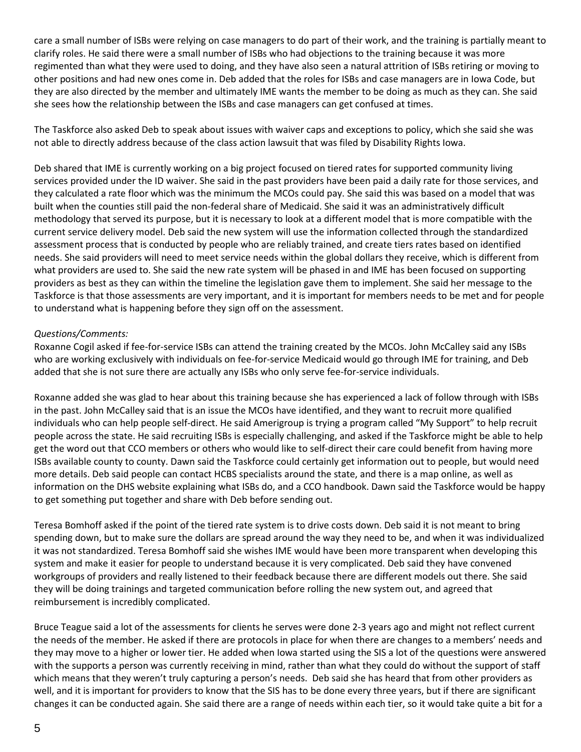care a small number of ISBs were relying on case managers to do part of their work, and the training is partially meant to clarify roles. He said there were a small number of ISBs who had objections to the training because it was more regimented than what they were used to doing, and they have also seen a natural attrition of ISBs retiring or moving to other positions and had new ones come in. Deb added that the roles for ISBs and case managers are in Iowa Code, but they are also directed by the member and ultimately IME wants the member to be doing as much as they can. She said she sees how the relationship between the ISBs and case managers can get confused at times.

The Taskforce also asked Deb to speak about issues with waiver caps and exceptions to policy, which she said she was not able to directly address because of the class action lawsuit that was filed by Disability Rights Iowa.

Deb shared that IME is currently working on a big project focused on tiered rates for supported community living services provided under the ID waiver. She said in the past providers have been paid a daily rate for those services, and they calculated a rate floor which was the minimum the MCOs could pay. She said this was based on a model that was built when the counties still paid the non-federal share of Medicaid. She said it was an administratively difficult methodology that served its purpose, but it is necessary to look at a different model that is more compatible with the current service delivery model. Deb said the new system will use the information collected through the standardized assessment process that is conducted by people who are reliably trained, and create tiers rates based on identified needs. She said providers will need to meet service needs within the global dollars they receive, which is different from what providers are used to. She said the new rate system will be phased in and IME has been focused on supporting providers as best as they can within the timeline the legislation gave them to implement. She said her message to the Taskforce is that those assessments are very important, and it is important for members needs to be met and for people to understand what is happening before they sign off on the assessment.

*Questions/Comments:*
Roxanne Cogil asked if fee-for-service ISBs can attend the training created by the MCOs. John McCalley said any ISBs who are working exclusively with individuals on fee-for-service Medicaid would go through IME for training, and Deb added that she is not sure there are actually any ISBs who only serve fee-for-service individuals.

Roxanne added she was glad to hear about this training because she has experienced a lack of follow through with ISBs in the past. John McCalley said that is an issue the MCOs have identified, and they want to recruit more qualified individuals who can help people self-direct. He said Amerigroup is trying a program called "My Support" to help recruit people across the state. He said recruiting ISBs is especially challenging, and asked if the Taskforce might be able to help get the word out that CCO members or others who would like to self-direct their care could benefit from having more ISBs available county to county. Dawn said the Taskforce could certainly get information out to people, but would need more details. Deb said people can contact HCBS specialists around the state, and there is a map online, as well as information on the DHS website explaining what ISBs do, and a CCO handbook. Dawn said the Taskforce would be happy to get something put together and share with Deb before sending out.

Teresa Bomhoff asked if the point of the tiered rate system is to drive costs down. Deb said it is not meant to bring spending down, but to make sure the dollars are spread around the way they need to be, and when it was individualized it was not standardized. Teresa Bomhoff said she wishes IME would have been more transparent when developing this system and make it easier for people to understand because it is very complicated. Deb said they have convened workgroups of providers and really listened to their feedback because there are different models out there. She said they will be doing trainings and targeted communication before rolling the new system out, and agreed that reimbursement is incredibly complicated.

Bruce Teague said a lot of the assessments for clients he serves were done 2-3 years ago and might not reflect current the needs of the member. He asked if there are protocols in place for when there are changes to a members' needs and they may move to a higher or lower tier. He added when Iowa started using the SIS a lot of the questions were answered with the supports a person was currently receiving in mind, rather than what they could do without the support of staff which means that they weren't truly capturing a person's needs. Deb said she has heard that from other providers as well, and it is important for providers to know that the SIS has to be done every three years, but if there are significant changes it can be conducted again. She said there are a range of needs within each tier, so it would take quite a bit for a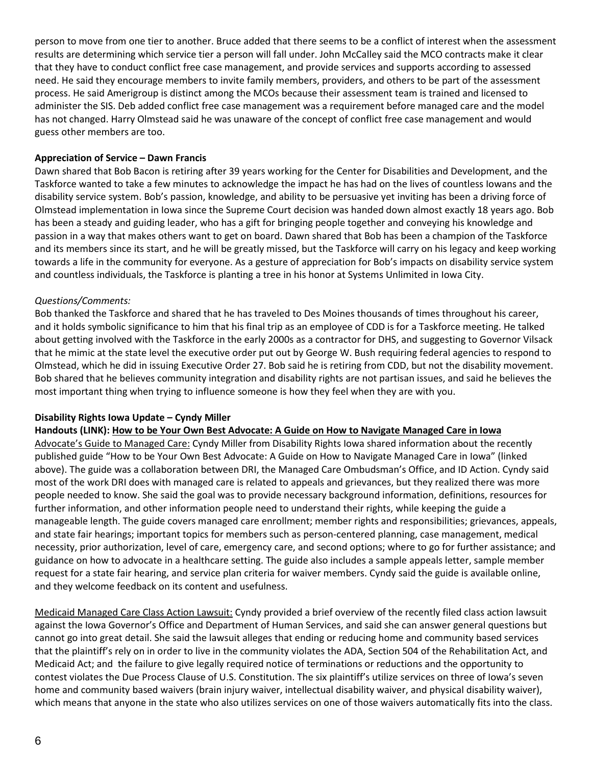person to move from one tier to another. Bruce added that there seems to be a conflict of interest when the assessment results are determining which service tier a person will fall under. John McCalley said the MCO contracts make it clear that they have to conduct conflict free case management, and provide services and supports according to assessed need. He said they encourage members to invite family members, providers, and others to be part of the assessment process. He said Amerigroup is distinct among the MCOs because their assessment team is trained and licensed to administer the SIS. Deb added conflict free case management was a requirement before managed care and the model has not changed. Harry Olmstead said he was unaware of the concept of conflict free case management and would guess other members are too.

**Appreciation of Service – Dawn Francis**

Dawn shared that Bob Bacon is retiring after 39 years working for the Center for Disabilities and Development, and the Taskforce wanted to take a few minutes to acknowledge the impact he has had on the lives of countless Iowans and the disability service system. Bob's passion, knowledge, and ability to be persuasive yet inviting has been a driving force of Olmstead implementation in Iowa since the Supreme Court decision was handed down almost exactly 18 years ago. Bob has been a steady and guiding leader, who has a gift for bringing people together and conveying his knowledge and passion in a way that makes others want to get on board. Dawn shared that Bob has been a champion of the Taskforce and its members since its start, and he will be greatly missed, but the Taskforce will carry on his legacy and keep working towards a life in the community for everyone. As a gesture of appreciation for Bob's impacts on disability service system and countless individuals, the Taskforce is planting a tree in his honor at Systems Unlimited in Iowa City.

*Questions/Comments:*

Bob thanked the Taskforce and shared that he has traveled to Des Moines thousands of times throughout his career, and it holds symbolic significance to him that his final trip as an employee of CDD is for a Taskforce meeting. He talked about getting involved with the Taskforce in the early 2000s as a contractor for DHS, and suggesting to Governor Vilsack that he mimic at the state level the executive order put out by George W. Bush requiring federal agencies to respond to Olmstead, which he did in issuing Executive Order 27. Bob said he is retiring from CDD, but not the disability movement. Bob shared that he believes community integration and disability rights are not partisan issues, and said he believes the most important thing when trying to influence someone is how they feel when they are with you.

**Disability Rights Iowa Update – Cyndy Miller**

**Handouts (LINK): How to be Your Own Best Advocate: A Guide on How to Navigate Managed Care in Iowa**

Advocate's Guide to Managed Care: Cyndy Miller from Disability Rights Iowa shared information about the recently published guide "How to be Your Own Best Advocate: A Guide on How to Navigate Managed Care in Iowa" (linked above). The guide was a collaboration between DRI, the Managed Care Ombudsman's Office, and ID Action. Cyndy said most of the work DRI does with managed care is related to appeals and grievances, but they realized there was more people needed to know. She said the goal was to provide necessary background information, definitions, resources for further information, and other information people need to understand their rights, while keeping the guide a manageable length. The guide covers managed care enrollment; member rights and responsibilities; grievances, appeals, and state fair hearings; important topics for members such as person-centered planning, case management, medical necessity, prior authorization, level of care, emergency care, and second options; where to go for further assistance; and guidance on how to advocate in a healthcare setting. The guide also includes a sample appeals letter, sample member request for a state fair hearing, and service plan criteria for waiver members. Cyndy said the guide is available online, and they welcome feedback on its content and usefulness.

Medicaid Managed Care Class Action Lawsuit: Cyndy provided a brief overview of the recently filed class action lawsuit against the Iowa Governor's Office and Department of Human Services, and said she can answer general questions but cannot go into great detail. She said the lawsuit alleges that ending or reducing home and community based services that the plaintiff's rely on in order to live in the community violates the ADA, Section 504 of the Rehabilitation Act, and Medicaid Act; and the failure to give legally required notice of terminations or reductions and the opportunity to contest violates the Due Process Clause of U.S. Constitution. The six plaintiff's utilize services on three of Iowa's seven home and community based waivers (brain injury waiver, intellectual disability waiver, and physical disability waiver), which means that anyone in the state who also utilizes services on one of those waivers automatically fits into the class.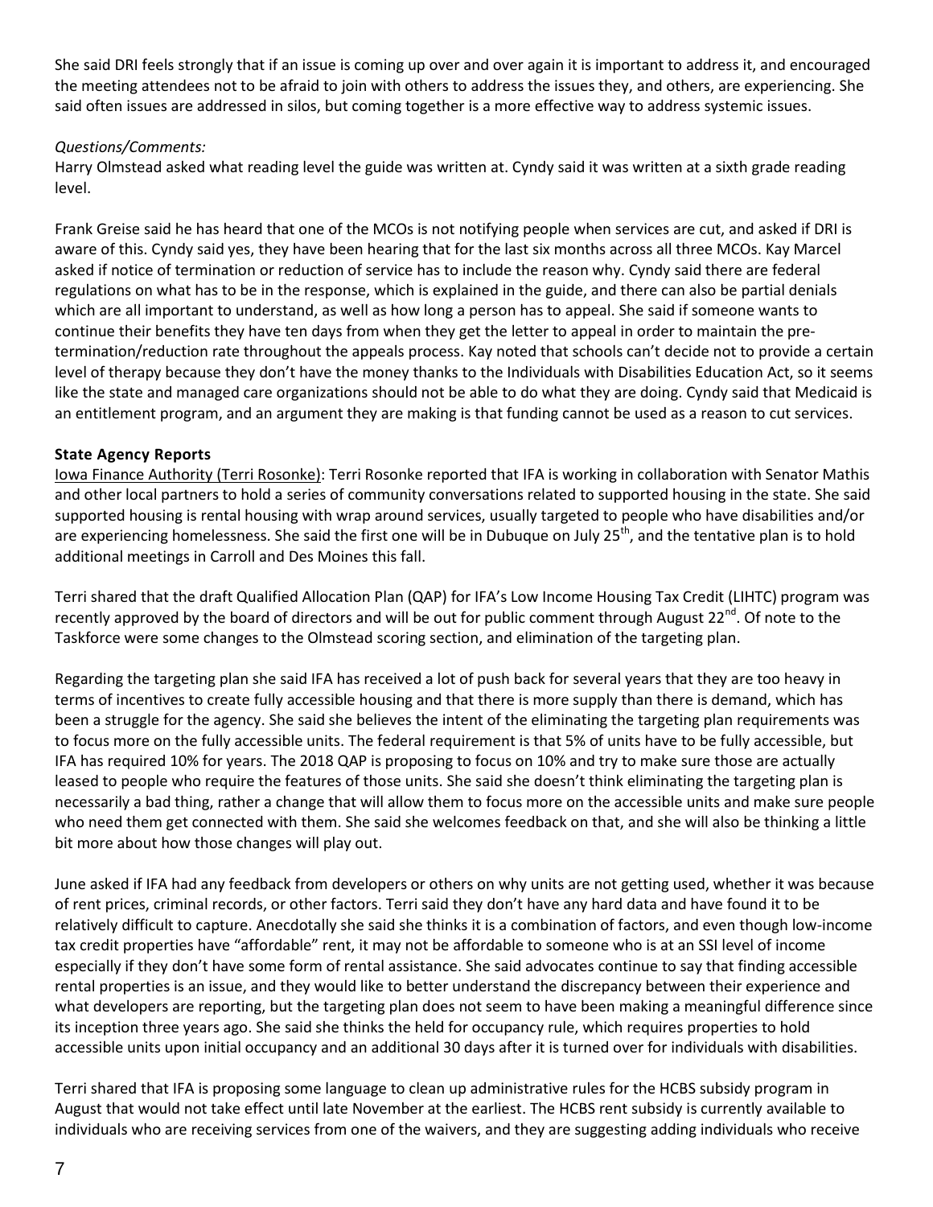She said DRI feels strongly that if an issue is coming up over and over again it is important to address it, and encouraged the meeting attendees not to be afraid to join with others to address the issues they, and others, are experiencing. She said often issues are addressed in silos, but coming together is a more effective way to address systemic issues.

*Questions/Comments:*
Harry Olmstead asked what reading level the guide was written at. Cyndy said it was written at a sixth grade reading level.

Frank Greise said he has heard that one of the MCOs is not notifying people when services are cut, and asked if DRI is aware of this. Cyndy said yes, they have been hearing that for the last six months across all three MCOs. Kay Marcel asked if notice of termination or reduction of service has to include the reason why. Cyndy said there are federal regulations on what has to be in the response, which is explained in the guide, and there can also be partial denials which are all important to understand, as well as how long a person has to appeal. She said if someone wants to continue their benefits they have ten days from when they get the letter to appeal in order to maintain the pre-termination/reduction rate throughout the appeals process. Kay noted that schools can't decide not to provide a certain level of therapy because they don't have the money thanks to the Individuals with Disabilities Education Act, so it seems like the state and managed care organizations should not be able to do what they are doing. Cyndy said that Medicaid is an entitlement program, and an argument they are making is that funding cannot be used as a reason to cut services.

**State Agency Reports**

Iowa Finance Authority (Terri Rosonke): Terri Rosonke reported that IFA is working in collaboration with Senator Mathis and other local partners to hold a series of community conversations related to supported housing in the state. She said supported housing is rental housing with wrap around services, usually targeted to people who have disabilities and/or are experiencing homelessness. She said the first one will be in Dubuque on July 25th, and the tentative plan is to hold additional meetings in Carroll and Des Moines this fall.

Terri shared that the draft Qualified Allocation Plan (QAP) for IFA's Low Income Housing Tax Credit (LIHTC) program was recently approved by the board of directors and will be out for public comment through August 22nd. Of note to the Taskforce were some changes to the Olmstead scoring section, and elimination of the targeting plan.

Regarding the targeting plan she said IFA has received a lot of push back for several years that they are too heavy in terms of incentives to create fully accessible housing and that there is more supply than there is demand, which has been a struggle for the agency. She said she believes the intent of the eliminating the targeting plan requirements was to focus more on the fully accessible units. The federal requirement is that 5% of units have to be fully accessible, but IFA has required 10% for years. The 2018 QAP is proposing to focus on 10% and try to make sure those are actually leased to people who require the features of those units. She said she doesn't think eliminating the targeting plan is necessarily a bad thing, rather a change that will allow them to focus more on the accessible units and make sure people who need them get connected with them. She said she welcomes feedback on that, and she will also be thinking a little bit more about how those changes will play out.

June asked if IFA had any feedback from developers or others on why units are not getting used, whether it was because of rent prices, criminal records, or other factors. Terri said they don't have any hard data and have found it to be relatively difficult to capture. Anecdotally she said she thinks it is a combination of factors, and even though low-income tax credit properties have "affordable" rent, it may not be affordable to someone who is at an SSI level of income especially if they don't have some form of rental assistance. She said advocates continue to say that finding accessible rental properties is an issue, and they would like to better understand the discrepancy between their experience and what developers are reporting, but the targeting plan does not seem to have been making a meaningful difference since its inception three years ago. She said she thinks the held for occupancy rule, which requires properties to hold accessible units upon initial occupancy and an additional 30 days after it is turned over for individuals with disabilities.

Terri shared that IFA is proposing some language to clean up administrative rules for the HCBS subsidy program in August that would not take effect until late November at the earliest. The HCBS rent subsidy is currently available to individuals who are receiving services from one of the waivers, and they are suggesting adding individuals who receive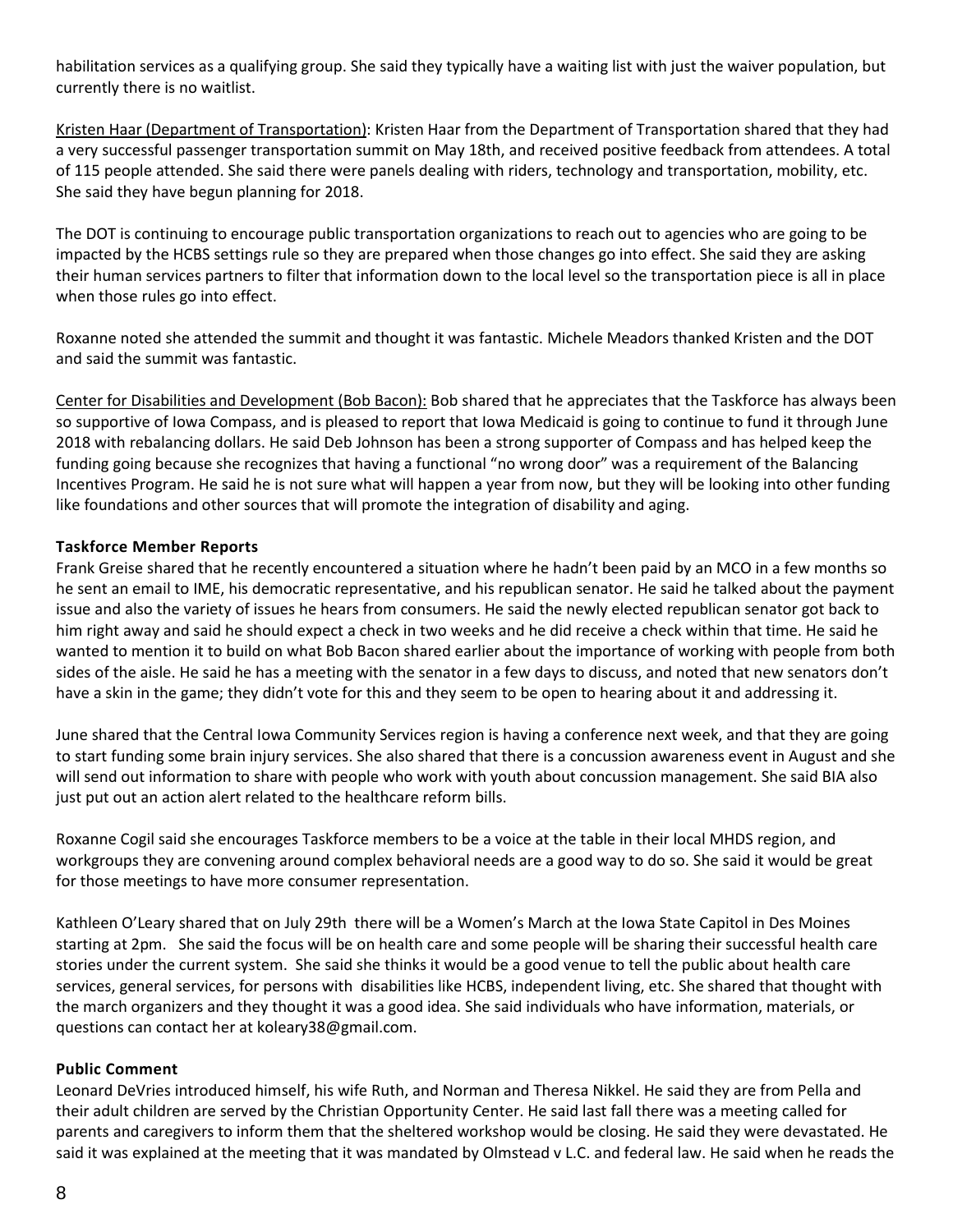habilitation services as a qualifying group. She said they typically have a waiting list with just the waiver population, but currently there is no waitlist.

Kristen Haar (Department of Transportation): Kristen Haar from the Department of Transportation shared that they had a very successful passenger transportation summit on May 18th, and received positive feedback from attendees. A total of 115 people attended. She said there were panels dealing with riders, technology and transportation, mobility, etc. She said they have begun planning for 2018.

The DOT is continuing to encourage public transportation organizations to reach out to agencies who are going to be impacted by the HCBS settings rule so they are prepared when those changes go into effect. She said they are asking their human services partners to filter that information down to the local level so the transportation piece is all in place when those rules go into effect.

Roxanne noted she attended the summit and thought it was fantastic. Michele Meadors thanked Kristen and the DOT and said the summit was fantastic.

Center for Disabilities and Development (Bob Bacon): Bob shared that he appreciates that the Taskforce has always been so supportive of Iowa Compass, and is pleased to report that Iowa Medicaid is going to continue to fund it through June 2018 with rebalancing dollars. He said Deb Johnson has been a strong supporter of Compass and has helped keep the funding going because she recognizes that having a functional "no wrong door" was a requirement of the Balancing Incentives Program. He said he is not sure what will happen a year from now, but they will be looking into other funding like foundations and other sources that will promote the integration of disability and aging.

**Taskforce Member Reports**

Frank Greise shared that he recently encountered a situation where he hadn't been paid by an MCO in a few months so he sent an email to IME, his democratic representative, and his republican senator. He said he talked about the payment issue and also the variety of issues he hears from consumers. He said the newly elected republican senator got back to him right away and said he should expect a check in two weeks and he did receive a check within that time. He said he wanted to mention it to build on what Bob Bacon shared earlier about the importance of working with people from both sides of the aisle. He said he has a meeting with the senator in a few days to discuss, and noted that new senators don't have a skin in the game; they didn't vote for this and they seem to be open to hearing about it and addressing it.

June shared that the Central Iowa Community Services region is having a conference next week, and that they are going to start funding some brain injury services. She also shared that there is a concussion awareness event in August and she will send out information to share with people who work with youth about concussion management. She said BIA also just put out an action alert related to the healthcare reform bills.

Roxanne Cogil said she encourages Taskforce members to be a voice at the table in their local MHDS region, and workgroups they are convening around complex behavioral needs are a good way to do so. She said it would be great for those meetings to have more consumer representation.

Kathleen O'Leary shared that on July 29th there will be a Women's March at the Iowa State Capitol in Des Moines starting at 2pm. She said the focus will be on health care and some people will be sharing their successful health care stories under the current system. She said she thinks it would be a good venue to tell the public about health care services, general services, for persons with disabilities like HCBS, independent living, etc. She shared that thought with the march organizers and they thought it was a good idea. She said individuals who have information, materials, or questions can contact her at koleary38@gmail.com.

**Public Comment**

Leonard DeVries introduced himself, his wife Ruth, and Norman and Theresa Nikkel. He said they are from Pella and their adult children are served by the Christian Opportunity Center. He said last fall there was a meeting called for parents and caregivers to inform them that the sheltered workshop would be closing. He said they were devastated. He said it was explained at the meeting that it was mandated by Olmstead v L.C. and federal law. He said when he reads the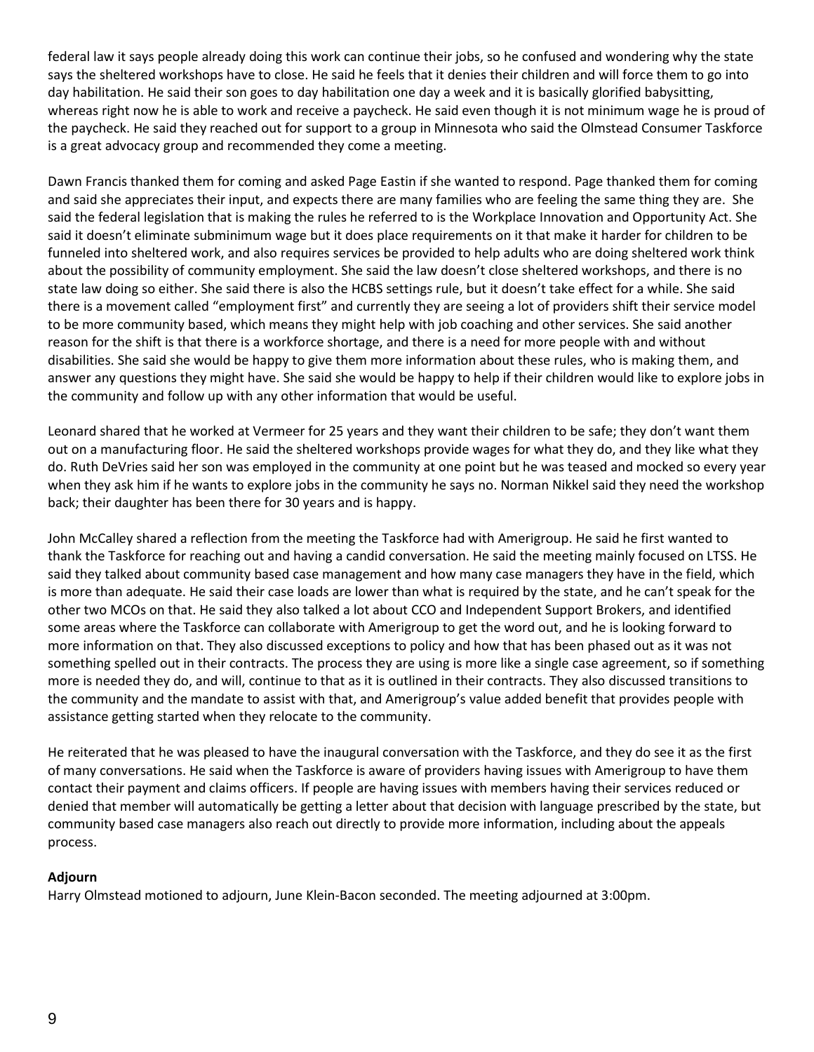federal law it says people already doing this work can continue their jobs, so he confused and wondering why the state says the sheltered workshops have to close. He said he feels that it denies their children and will force them to go into day habilitation. He said their son goes to day habilitation one day a week and it is basically glorified babysitting, whereas right now he is able to work and receive a paycheck. He said even though it is not minimum wage he is proud of the paycheck. He said they reached out for support to a group in Minnesota who said the Olmstead Consumer Taskforce is a great advocacy group and recommended they come a meeting.

Dawn Francis thanked them for coming and asked Page Eastin if she wanted to respond. Page thanked them for coming and said she appreciates their input, and expects there are many families who are feeling the same thing they are. She said the federal legislation that is making the rules he referred to is the Workplace Innovation and Opportunity Act. She said it doesn't eliminate subminimum wage but it does place requirements on it that make it harder for children to be funneled into sheltered work, and also requires services be provided to help adults who are doing sheltered work think about the possibility of community employment. She said the law doesn't close sheltered workshops, and there is no state law doing so either. She said there is also the HCBS settings rule, but it doesn't take effect for a while. She said there is a movement called "employment first" and currently they are seeing a lot of providers shift their service model to be more community based, which means they might help with job coaching and other services. She said another reason for the shift is that there is a workforce shortage, and there is a need for more people with and without disabilities. She said she would be happy to give them more information about these rules, who is making them, and answer any questions they might have. She said she would be happy to help if their children would like to explore jobs in the community and follow up with any other information that would be useful.

Leonard shared that he worked at Vermeer for 25 years and they want their children to be safe; they don't want them out on a manufacturing floor. He said the sheltered workshops provide wages for what they do, and they like what they do. Ruth DeVries said her son was employed in the community at one point but he was teased and mocked so every year when they ask him if he wants to explore jobs in the community he says no. Norman Nikkel said they need the workshop back; their daughter has been there for 30 years and is happy.

John McCalley shared a reflection from the meeting the Taskforce had with Amerigroup. He said he first wanted to thank the Taskforce for reaching out and having a candid conversation. He said the meeting mainly focused on LTSS. He said they talked about community based case management and how many case managers they have in the field, which is more than adequate. He said their case loads are lower than what is required by the state, and he can't speak for the other two MCOs on that. He said they also talked a lot about CCO and Independent Support Brokers, and identified some areas where the Taskforce can collaborate with Amerigroup to get the word out, and he is looking forward to more information on that. They also discussed exceptions to policy and how that has been phased out as it was not something spelled out in their contracts. The process they are using is more like a single case agreement, so if something more is needed they do, and will, continue to that as it is outlined in their contracts. They also discussed transitions to the community and the mandate to assist with that, and Amerigroup's value added benefit that provides people with assistance getting started when they relocate to the community.

He reiterated that he was pleased to have the inaugural conversation with the Taskforce, and they do see it as the first of many conversations. He said when the Taskforce is aware of providers having issues with Amerigroup to have them contact their payment and claims officers. If people are having issues with members having their services reduced or denied that member will automatically be getting a letter about that decision with language prescribed by the state, but community based case managers also reach out directly to provide more information, including about the appeals process.

**Adjourn**

Harry Olmstead motioned to adjourn, June Klein-Bacon seconded. The meeting adjourned at 3:00pm.